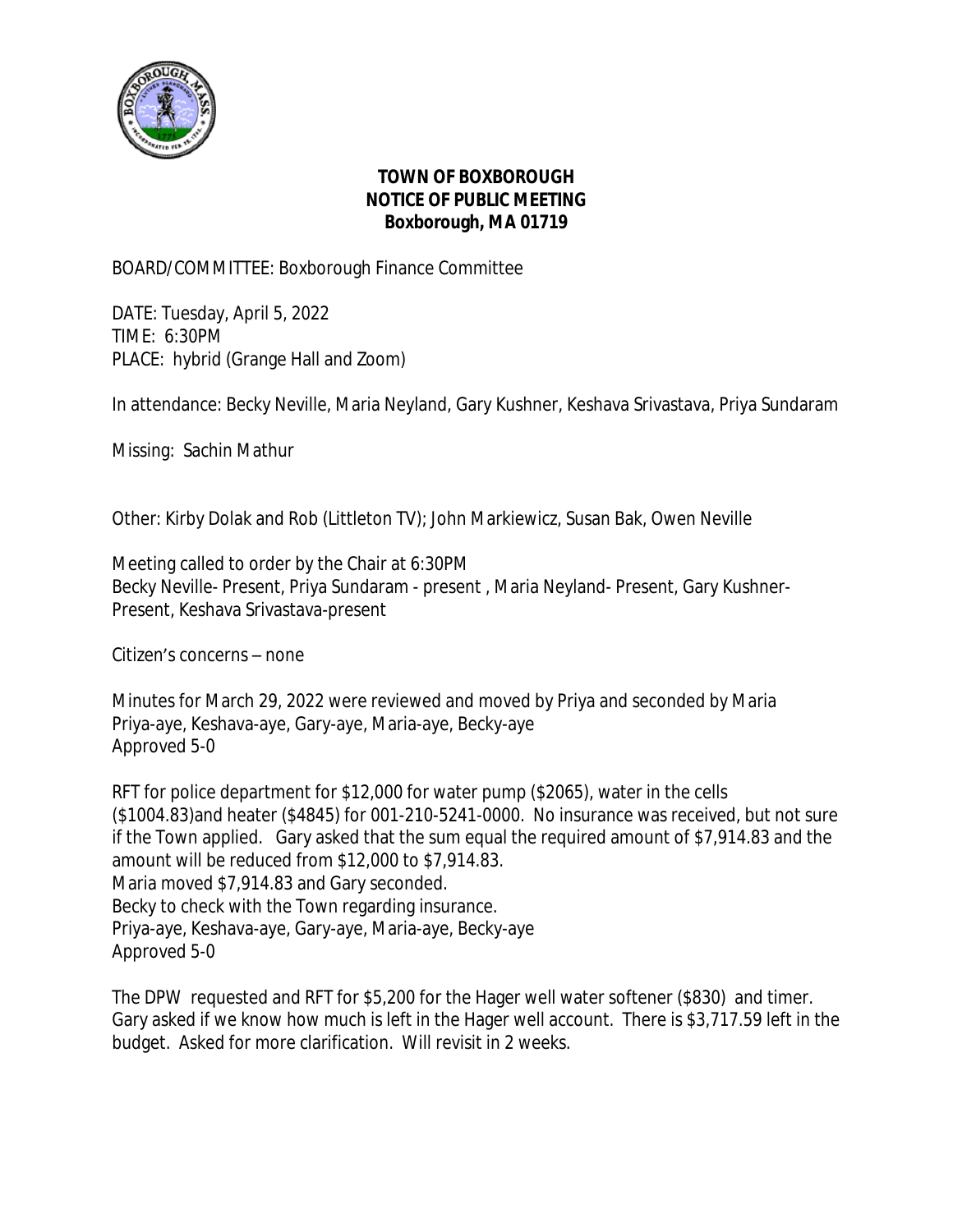**TOWN OF BOXBOROUGH**
**NOTICE OF PUBLIC MEETING**
**Boxborough, MA 01719**

BOARD/COMMITTEE: Boxborough Finance Committee

DATE: Tuesday, April 5, 2022
TIME: 6:30PM
PLACE: hybrid (Grange Hall and Zoom)

In attendance: Becky Neville, Maria Neyland, Gary Kushner, Keshava Srivastava, Priya Sundaram

Missing: Sachin Mathur

Other: Kirby Dolak and Rob (Littleton TV); John Markiewicz, Susan Bak, Owen Neville

Meeting called to order by the Chair at 6:30PM
Becky Neville- Present, Priya Sundaram - present , Maria Neyland- Present, Gary Kushner-Present, Keshava Srivastava-present

Citizen's concerns – none

Minutes for March 29, 2022 were reviewed and moved by Priya and seconded by Maria
Priya-aye, Keshava-aye, Gary-aye, Maria-aye, Becky-aye
Approved 5-0

RFT for police department for $12,000 for water pump ($2065), water in the cells ($1004.83)and heater ($4845) for 001-210-5241-0000. No insurance was received, but not sure if the Town applied. Gary asked that the sum equal the required amount of $7,914.83 and the amount will be reduced from $12,000 to $7,914.83.
Maria moved $7,914.83 and Gary seconded.
Becky to check with the Town regarding insurance.
Priya-aye, Keshava-aye, Gary-aye, Maria-aye, Becky-aye
Approved 5-0

The DPW requested and RFT for $5,200 for the Hager well water softener ($830) and timer. Gary asked if we know how much is left in the Hager well account. There is $3,717.59 left in the budget. Asked for more clarification. Will revisit in 2 weeks.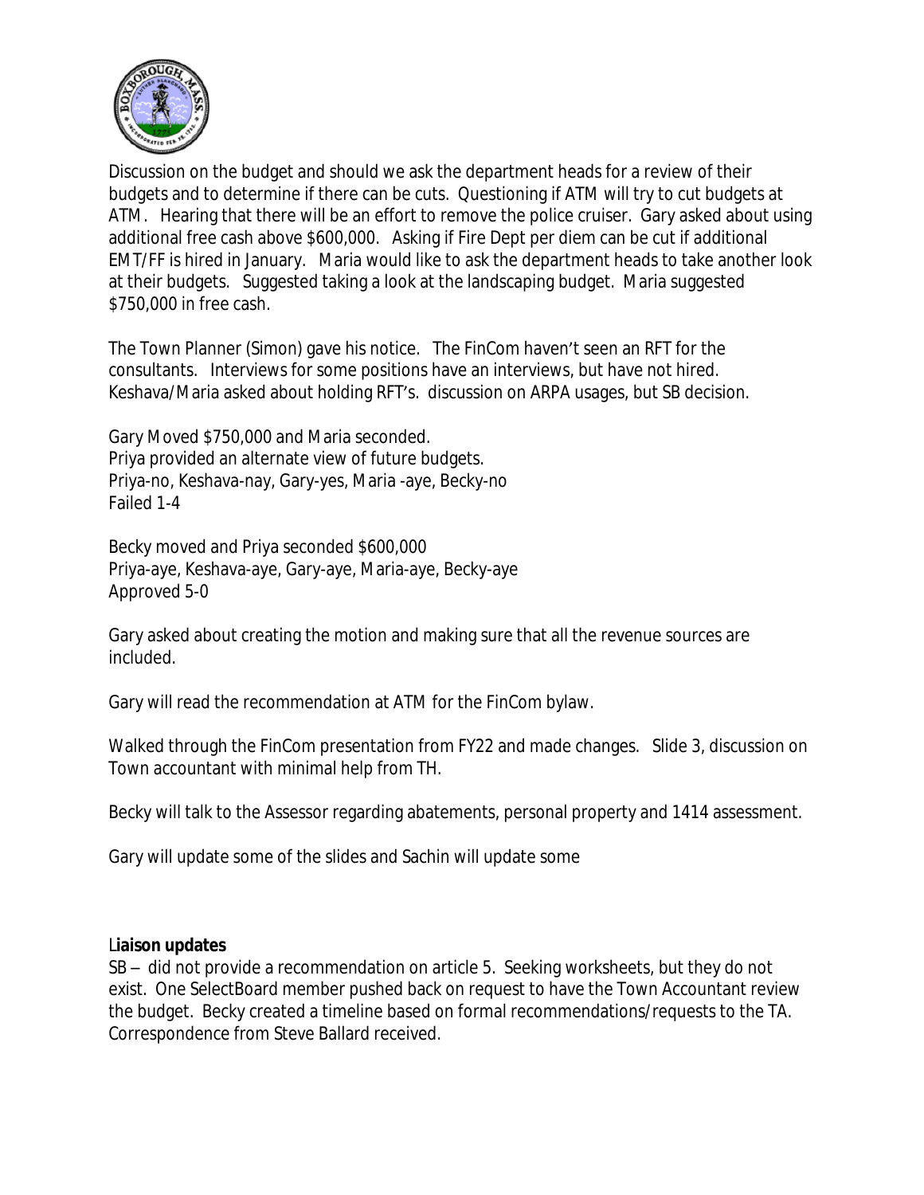Discussion on the budget and should we ask the department heads for a review of their budgets and to determine if there can be cuts. Questioning if ATM will try to cut budgets at ATM. Hearing that there will be an effort to remove the police cruiser. Gary asked about using additional free cash above $600,000. Asking if Fire Dept per diem can be cut if additional EMT/FF is hired in January. Maria would like to ask the department heads to take another look at their budgets. Suggested taking a look at the landscaping budget. Maria suggested $750,000 in free cash.

The Town Planner (Simon) gave his notice. The FinCom haven't seen an RFT for the consultants. Interviews for some positions have an interviews, but have not hired. Keshava/Maria asked about holding RFT's. discussion on ARPA usages, but SB decision.

Gary Moved $750,000 and Maria seconded.
Priya provided an alternate view of future budgets.
Priya-no, Keshava-nay, Gary-yes, Maria -aye, Becky-no
Failed 1-4

Becky moved and Priya seconded $600,000
Priya-aye, Keshava-aye, Gary-aye, Maria-aye, Becky-aye
Approved 5-0

Gary asked about creating the motion and making sure that all the revenue sources are included.

Gary will read the recommendation at ATM for the FinCom bylaw.

Walked through the FinCom presentation from FY22 and made changes. Slide 3, discussion on Town accountant with minimal help from TH.

Becky will talk to the Assessor regarding abatements, personal property and 1414 assessment.

Gary will update some of the slides and Sachin will update some

**Liaison updates**

SB – did not provide a recommendation on article 5. Seeking worksheets, but they do not exist. One SelectBoard member pushed back on request to have the Town Accountant review the budget. Becky created a timeline based on formal recommendations/requests to the TA. Correspondence from Steve Ballard received.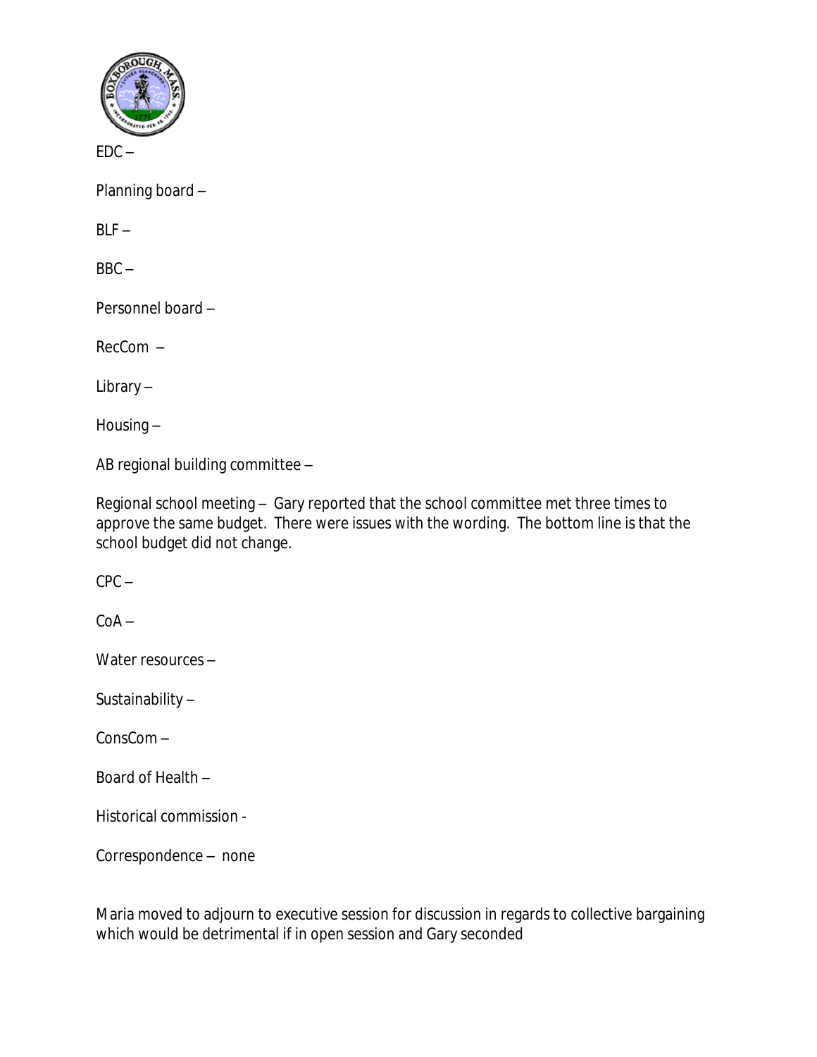EDC –

Planning board –

BLF –

BBC –

Personnel board –

RecCom –

Library –

Housing –

AB regional building committee –

Regional school meeting – Gary reported that the school committee met three times to approve the same budget. There were issues with the wording. The bottom line is that the school budget did not change.

CPC –

CoA –

Water resources –

Sustainability –

ConsCom –

Board of Health –

Historical commission -

Correspondence – none

Maria moved to adjourn to executive session for discussion in regards to collective bargaining which would be detrimental if in open session and Gary seconded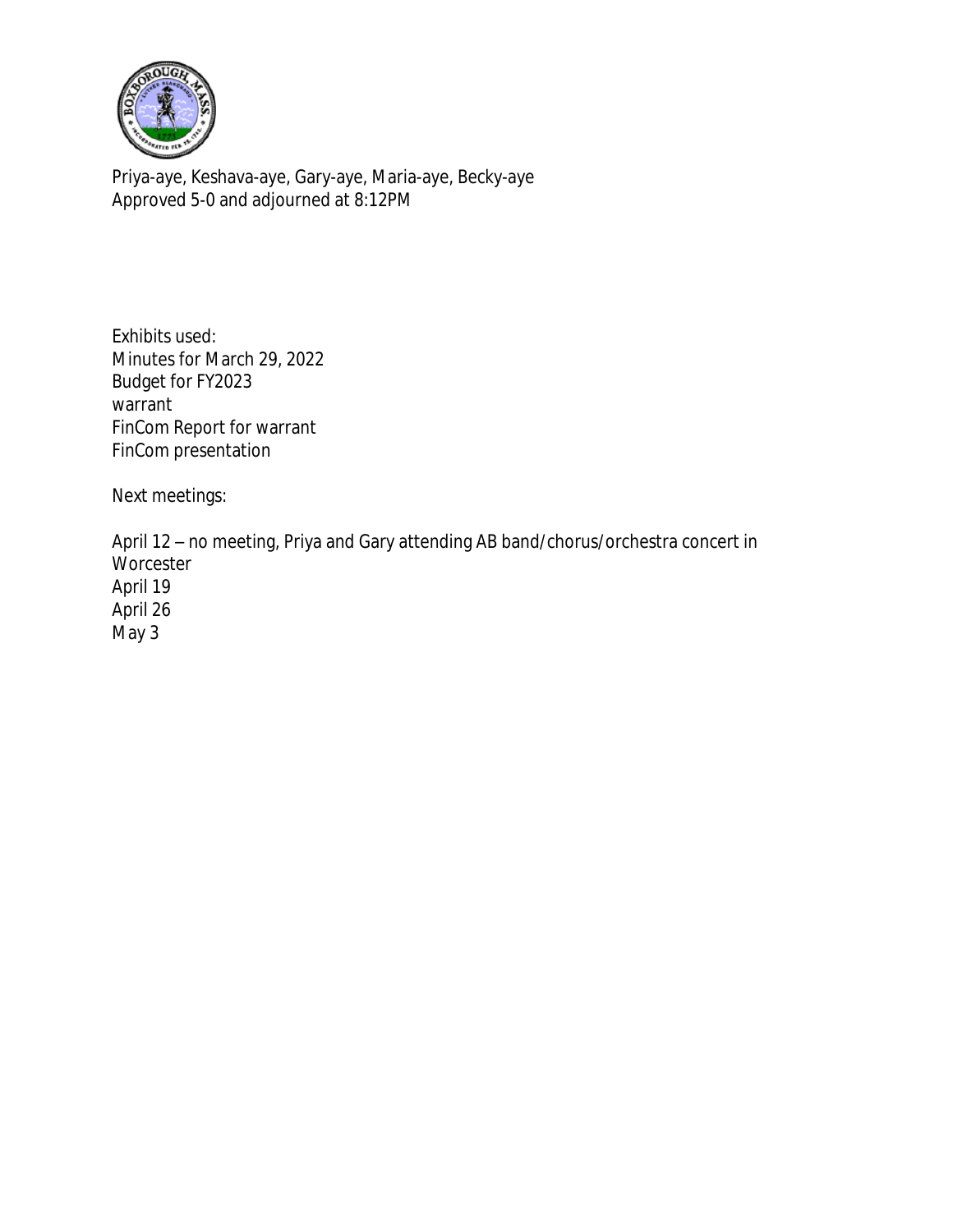Priya-aye, Keshava-aye, Gary-aye, Maria-aye, Becky-aye
Approved 5-0 and adjourned at 8:12PM

Exhibits used:
Minutes for March 29, 2022
Budget for FY2023
warrant
FinCom Report for warrant
FinCom presentation

Next meetings:

April 12 – no meeting, Priya and Gary attending AB band/chorus/orchestra concert in Worcester
April 19
April 26
May 3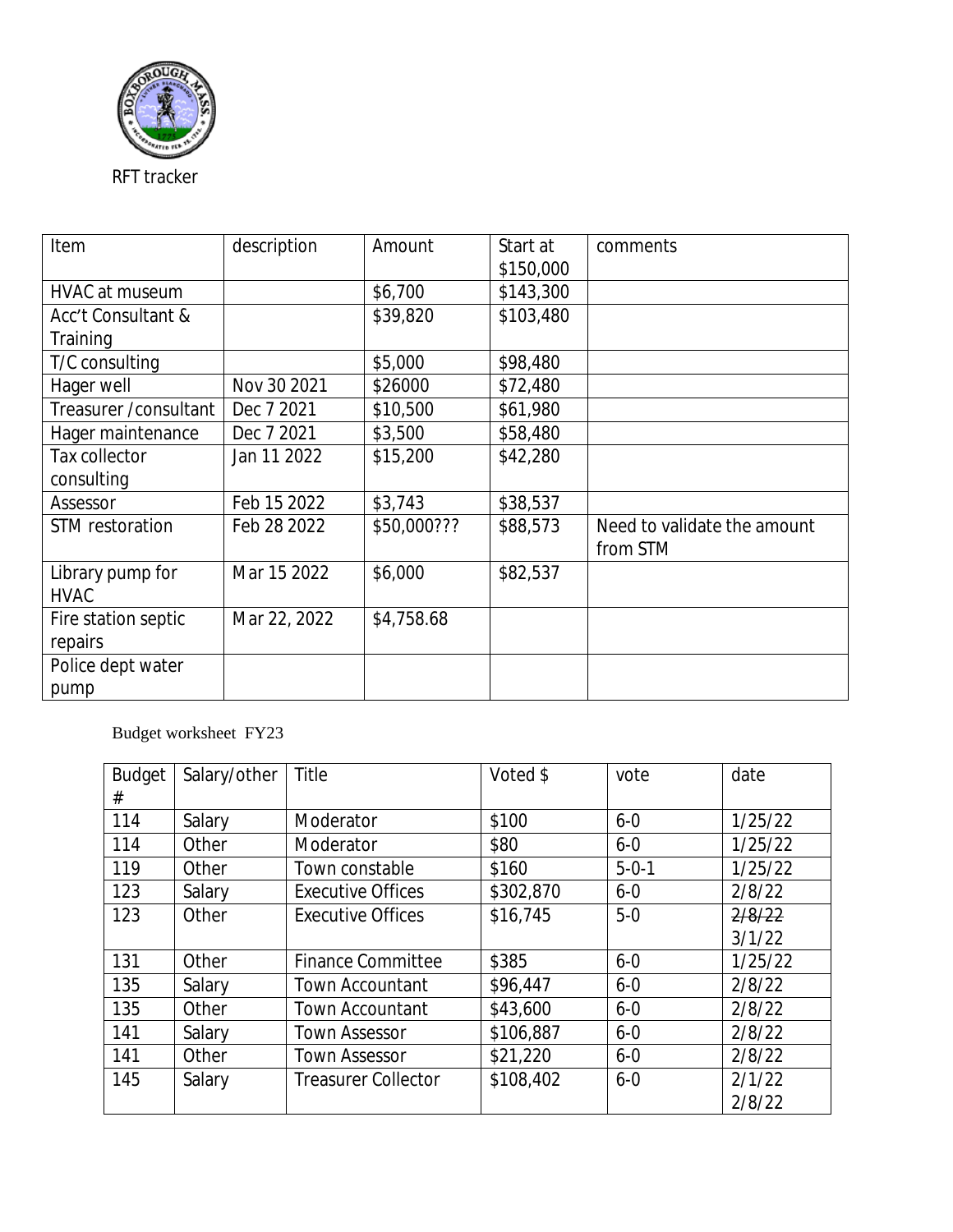RFT tracker

| Item | description | Amount | Start at $150,000 | comments |
|---|---|---|---|---|
| HVAC at museum | | $6,700 | $143,300 | |
| Acc't Consultant & Training | | $39,820 | $103,480 | |
| T/C consulting | | $5,000 | $98,480 | |
| Hager well | Nov 30 2021 | $26000 | $72,480 | |
| Treasurer /consultant | Dec 7 2021 | $10,500 | $61,980 | |
| Hager maintenance | Dec 7 2021 | $3,500 | $58,480 | |
| Tax collector consulting | Jan 11 2022 | $15,200 | $42,280 | |
| Assessor | Feb 15 2022 | $3,743 | $38,537 | |
| STM restoration | Feb 28 2022 | $50,000??? | $88,573 | Need to validate the amount from STM |
| Library pump for HVAC | Mar 15 2022 | $6,000 | $82,537 | |
| Fire station septic repairs | Mar 22, 2022 | $4,758.68 | | |
| Police dept water pump | | | | |

Budget worksheet FY23

| Budget # | Salary/other | Title | Voted $ | vote | date |
|---|---|---|---|---|---|
| 114 | Salary | Moderator | $100 | 6-0 | 1/25/22 |
| 114 | Other | Moderator | $80 | 6-0 | 1/25/22 |
| 119 | Other | Town constable | $160 | 5-0-1 | 1/25/22 |
| 123 | Salary | Executive Offices | $302,870 | 6-0 | 2/8/22 |
| 123 | Other | Executive Offices | $16,745 | 5-0 | ~~2/8/22~~ 3/1/22 |
| 131 | Other | Finance Committee | $385 | 6-0 | 1/25/22 |
| 135 | Salary | Town Accountant | $96,447 | 6-0 | 2/8/22 |
| 135 | Other | Town Accountant | $43,600 | 6-0 | 2/8/22 |
| 141 | Salary | Town Assessor | $106,887 | 6-0 | 2/8/22 |
| 141 | Other | Town Assessor | $21,220 | 6-0 | 2/8/22 |
| 145 | Salary | Treasurer Collector | $108,402 | 6-0 | 2/1/22 2/8/22 |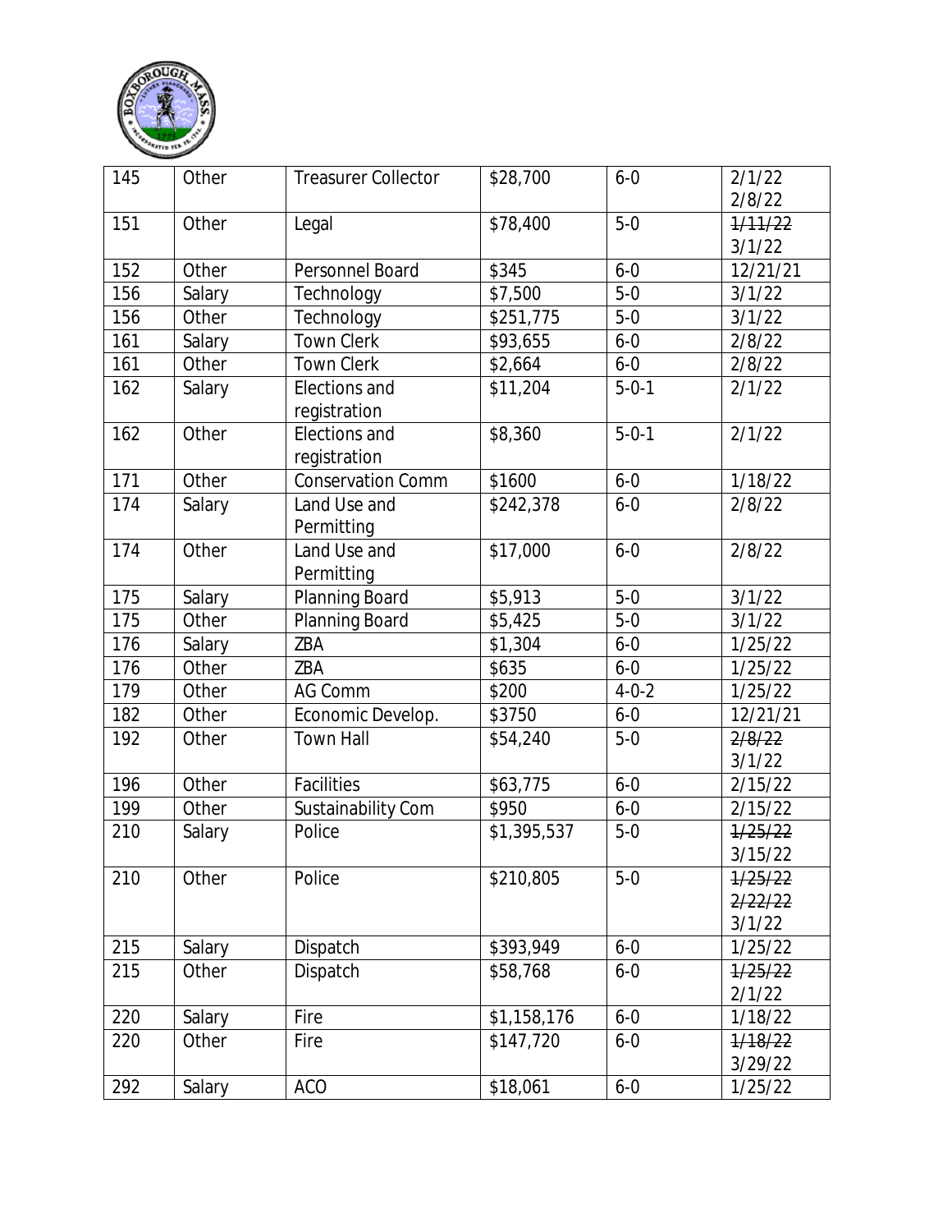| 145 | Other | Treasurer Collector | $28,700 | 6-0 | 2/1/22 2/8/22 |
|---|---|---|---|---|---|
| 151 | Other | Legal | $78,400 | 5-0 | ~~1/11/22~~ 3/1/22 |
| 152 | Other | Personnel Board | $345 | 6-0 | 12/21/21 |
| 156 | Salary | Technology | $7,500 | 5-0 | 3/1/22 |
| 156 | Other | Technology | $251,775 | 5-0 | 3/1/22 |
| 161 | Salary | Town Clerk | $93,655 | 6-0 | 2/8/22 |
| 161 | Other | Town Clerk | $2,664 | 6-0 | 2/8/22 |
| 162 | Salary | Elections and registration | $11,204 | 5-0-1 | 2/1/22 |
| 162 | Other | Elections and registration | $8,360 | 5-0-1 | 2/1/22 |
| 171 | Other | Conservation Comm | $1600 | 6-0 | 1/18/22 |
| 174 | Salary | Land Use and Permitting | $242,378 | 6-0 | 2/8/22 |
| 174 | Other | Land Use and Permitting | $17,000 | 6-0 | 2/8/22 |
| 175 | Salary | Planning Board | $5,913 | 5-0 | 3/1/22 |
| 175 | Other | Planning Board | $5,425 | 5-0 | 3/1/22 |
| 176 | Salary | ZBA | $1,304 | 6-0 | 1/25/22 |
| 176 | Other | ZBA | $635 | 6-0 | 1/25/22 |
| 179 | Other | AG Comm | $200 | 4-0-2 | 1/25/22 |
| 182 | Other | Economic Develop. | $3750 | 6-0 | 12/21/21 |
| 192 | Other | Town Hall | $54,240 | 5-0 | ~~2/8/22~~ 3/1/22 |
| 196 | Other | Facilities | $63,775 | 6-0 | 2/15/22 |
| 199 | Other | Sustainability Com | $950 | 6-0 | 2/15/22 |
| 210 | Salary | Police | $1,395,537 | 5-0 | ~~1/25/22~~ 3/15/22 |
| 210 | Other | Police | $210,805 | 5-0 | ~~1/25/22~~ ~~2/22/22~~ 3/1/22 |
| 215 | Salary | Dispatch | $393,949 | 6-0 | 1/25/22 |
| 215 | Other | Dispatch | $58,768 | 6-0 | ~~1/25/22~~ 2/1/22 |
| 220 | Salary | Fire | $1,158,176 | 6-0 | 1/18/22 |
| 220 | Other | Fire | $147,720 | 6-0 | ~~1/18/22~~ 3/29/22 |
| 292 | Salary | ACO | $18,061 | 6-0 | 1/25/22 |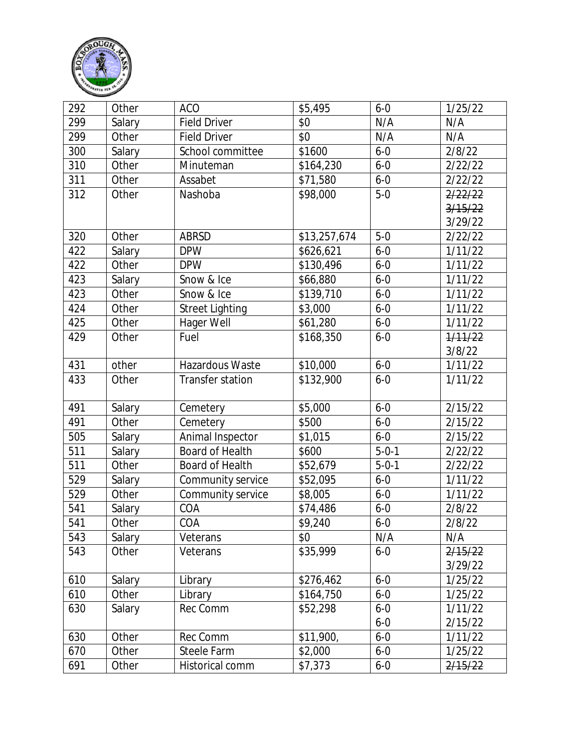| 292 | Other | ACO | $5,495 | 6-0 | 1/25/22 |
|---|---|---|---|---|---|
| 299 | Salary | Field Driver | $0 | N/A | N/A |
| 299 | Other | Field Driver | $0 | N/A | N/A |
| 300 | Salary | School committee | $1600 | 6-0 | 2/8/22 |
| 310 | Other | Minuteman | $164,230 | 6-0 | 2/22/22 |
| 311 | Other | Assabet | $71,580 | 6-0 | 2/22/22 |
| 312 | Other | Nashoba | $98,000 | 5-0 | ~~2/22/22~~ ~~3/15/22~~ 3/29/22 |
| 320 | Other | ABRSD | $13,257,674 | 5-0 | 2/22/22 |
| 422 | Salary | DPW | $626,621 | 6-0 | 1/11/22 |
| 422 | Other | DPW | $130,496 | 6-0 | 1/11/22 |
| 423 | Salary | Snow & Ice | $66,880 | 6-0 | 1/11/22 |
| 423 | Other | Snow & Ice | $139,710 | 6-0 | 1/11/22 |
| 424 | Other | Street Lighting | $3,000 | 6-0 | 1/11/22 |
| 425 | Other | Hager Well | $61,280 | 6-0 | 1/11/22 |
| 429 | Other | Fuel | $168,350 | 6-0 | ~~1/11/22~~ 3/8/22 |
| 431 | other | Hazardous Waste | $10,000 | 6-0 | 1/11/22 |
| 433 | Other | Transfer station | $132,900 | 6-0 | 1/11/22 |
| 491 | Salary | Cemetery | $5,000 | 6-0 | 2/15/22 |
| 491 | Other | Cemetery | $500 | 6-0 | 2/15/22 |
| 505 | Salary | Animal Inspector | $1,015 | 6-0 | 2/15/22 |
| 511 | Salary | Board of Health | $600 | 5-0-1 | 2/22/22 |
| 511 | Other | Board of Health | $52,679 | 5-0-1 | 2/22/22 |
| 529 | Salary | Community service | $52,095 | 6-0 | 1/11/22 |
| 529 | Other | Community service | $8,005 | 6-0 | 1/11/22 |
| 541 | Salary | COA | $74,486 | 6-0 | 2/8/22 |
| 541 | Other | COA | $9,240 | 6-0 | 2/8/22 |
| 543 | Salary | Veterans | $0 | N/A | N/A |
| 543 | Other | Veterans | $35,999 | 6-0 | ~~2/15/22~~ 3/29/22 |
| 610 | Salary | Library | $276,462 | 6-0 | 1/25/22 |
| 610 | Other | Library | $164,750 | 6-0 | 1/25/22 |
| 630 | Salary | Rec Comm | $52,298 | 6-0 6-0 | 1/11/22 2/15/22 |
| 630 | Other | Rec Comm | $11,900, | 6-0 | 1/11/22 |
| 670 | Other | Steele Farm | $2,000 | 6-0 | 1/25/22 |
| 691 | Other | Historical comm | $7,373 | 6-0 | ~~2/15/22~~ |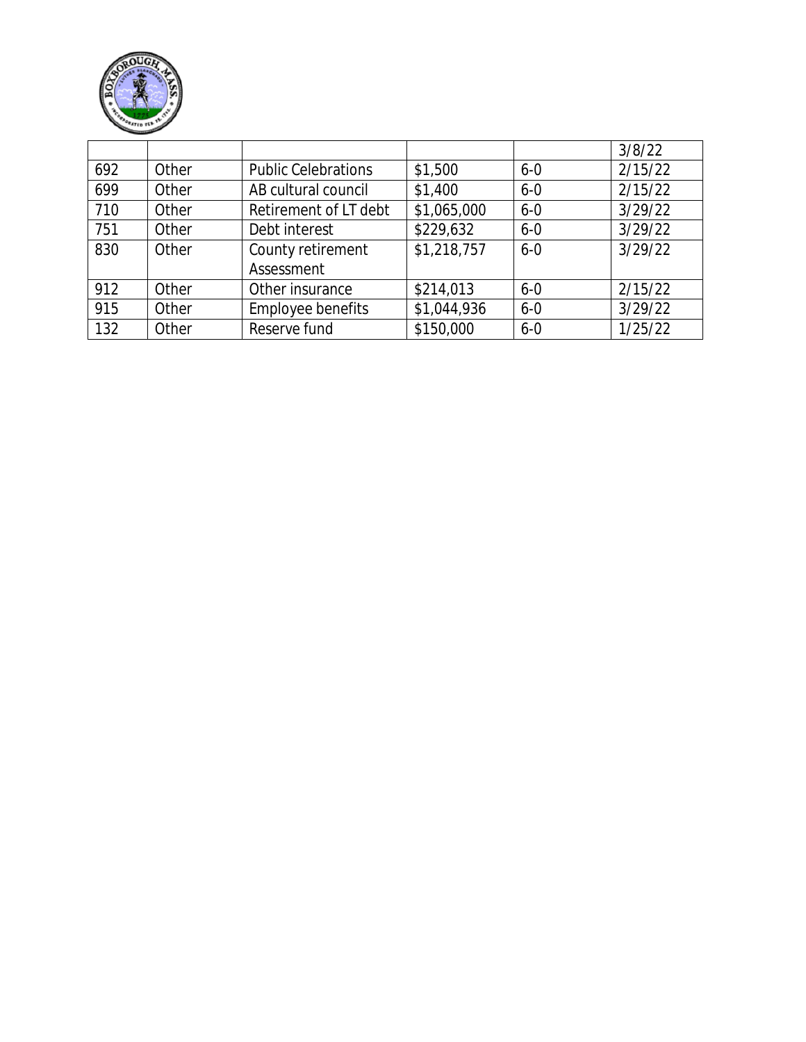| | | | | | |
|---|---|---|---|---|---|
| | | | | | 3/8/22 |
| 692 | Other | Public Celebrations | $1,500 | 6-0 | 2/15/22 |
| 699 | Other | AB cultural council | $1,400 | 6-0 | 2/15/22 |
| 710 | Other | Retirement of LT debt | $1,065,000 | 6-0 | 3/29/22 |
| 751 | Other | Debt interest | $229,632 | 6-0 | 3/29/22 |
| 830 | Other | County retirement Assessment | $1,218,757 | 6-0 | 3/29/22 |
| 912 | Other | Other insurance | $214,013 | 6-0 | 2/15/22 |
| 915 | Other | Employee benefits | $1,044,936 | 6-0 | 3/29/22 |
| 132 | Other | Reserve fund | $150,000 | 6-0 | 1/25/22 |